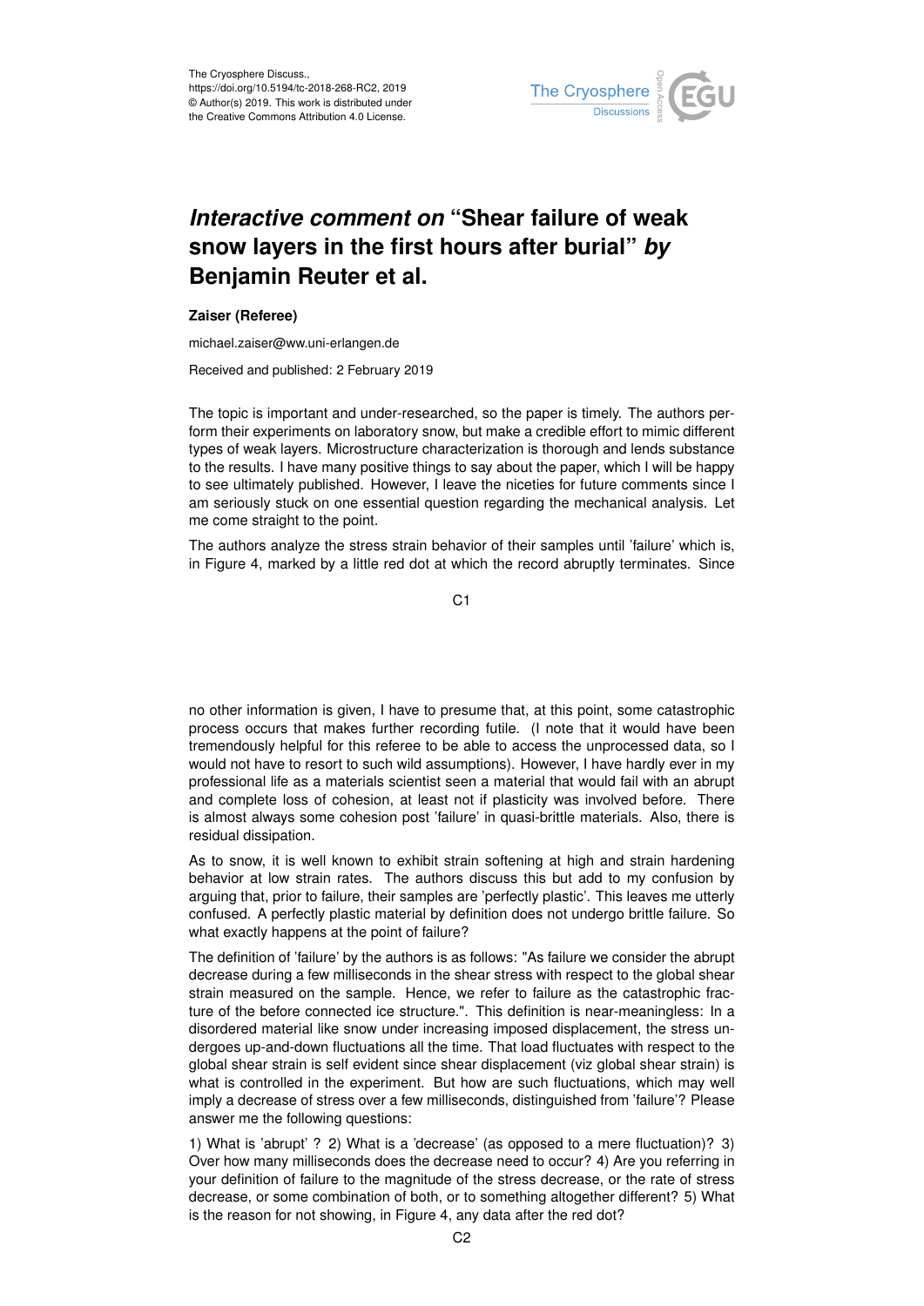# *Interactive comment on* "Shear failure of weak snow layers in the first hours after burial" *by* Benjamin Reuter et al.

**Zaiser (Referee)**

michael.zaiser@ww.uni-erlangen.de

Received and published: 2 February 2019

The topic is important and under-researched, so the paper is timely. The authors perform their experiments on laboratory snow, but make a credible effort to mimic different types of weak layers. Microstructure characterization is thorough and lends substance to the results. I have many positive things to say about the paper, which I will be happy to see ultimately published. However, I leave the niceties for future comments since I am seriously stuck on one essential question regarding the mechanical analysis. Let me come straight to the point.

The authors analyze the stress strain behavior of their samples until 'failure' which is, in Figure 4, marked by a little red dot at which the record abruptly terminates. Since no other information is given, I have to presume that, at this point, some catastrophic process occurs that makes further recording futile. (I note that it would have been tremendously helpful for this referee to be able to access the unprocessed data, so I would not have to resort to such wild assumptions). However, I have hardly ever in my professional life as a materials scientist seen a material that would fail with an abrupt and complete loss of cohesion, at least not if plasticity was involved before. There is almost always some cohesion post 'failure' in quasi-brittle materials. Also, there is residual dissipation.

As to snow, it is well known to exhibit strain softening at high and strain hardening behavior at low strain rates. The authors discuss this but add to my confusion by arguing that, prior to failure, their samples are 'perfectly plastic'. This leaves me utterly confused. A perfectly plastic material by definition does not undergo brittle failure. So what exactly happens at the point of failure?

The definition of 'failure' by the authors is as follows: "As failure we consider the abrupt decrease during a few milliseconds in the shear stress with respect to the global shear strain measured on the sample. Hence, we refer to failure as the catastrophic fracture of the before connected ice structure.". This definition is near-meaningless: In a disordered material like snow under increasing imposed displacement, the stress undergoes up-and-down fluctuations all the time. That load fluctuates with respect to the global shear strain is self evident since shear displacement (viz global shear strain) is what is controlled in the experiment. But how are such fluctuations, which may well imply a decrease of stress over a few milliseconds, distinguished from 'failure'? Please answer me the following questions:

1) What is 'abrupt' ? 2) What is a 'decrease' (as opposed to a mere fluctuation)? 3) Over how many milliseconds does the decrease need to occur? 4) Are you referring in your definition of failure to the magnitude of the stress decrease, or the rate of stress decrease, or some combination of both, or to something altogether different? 5) What is the reason for not showing, in Figure 4, any data after the red dot?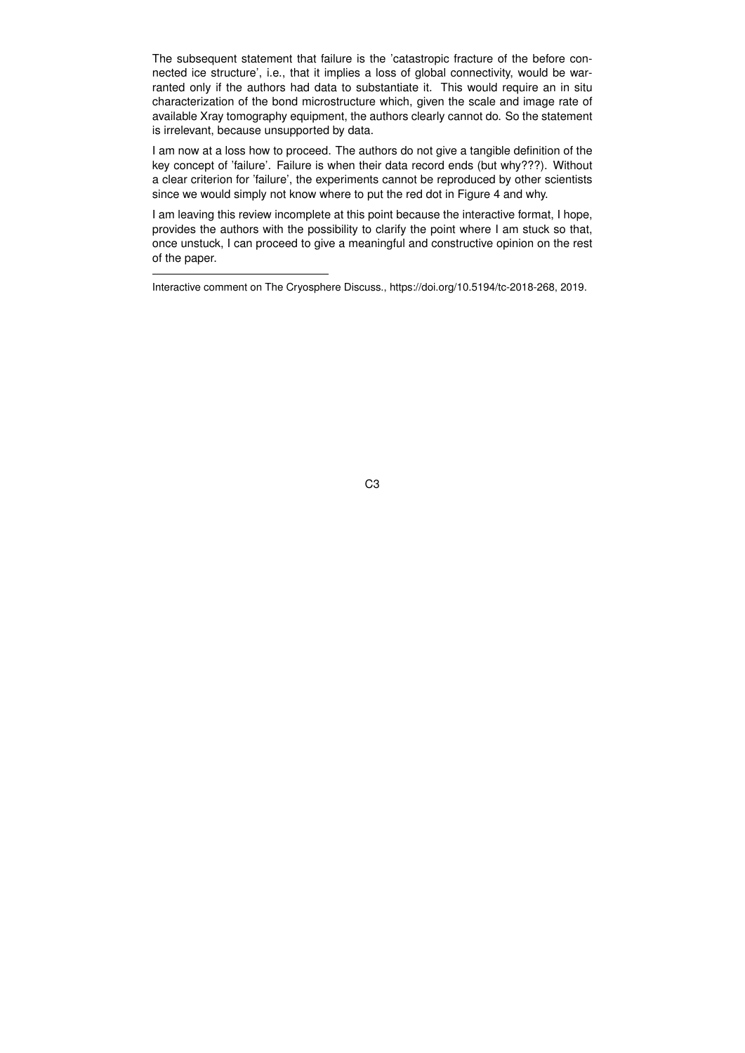The subsequent statement that failure is the 'catastropic fracture of the before connected ice structure', i.e., that it implies a loss of global connectivity, would be warranted only if the authors had data to substantiate it. This would require an in situ characterization of the bond microstructure which, given the scale and image rate of available Xray tomography equipment, the authors clearly cannot do. So the statement is irrelevant, because unsupported by data.

I am now at a loss how to proceed. The authors do not give a tangible definition of the key concept of 'failure'. Failure is when their data record ends (but why???). Without a clear criterion for 'failure', the experiments cannot be reproduced by other scientists since we would simply not know where to put the red dot in Figure 4 and why.

I am leaving this review incomplete at this point because the interactive format, I hope, provides the authors with the possibility to clarify the point where I am stuck so that, once unstuck, I can proceed to give a meaningful and constructive opinion on the rest of the paper.

---

Interactive comment on The Cryosphere Discuss., https://doi.org/10.5194/tc-2018-268, 2019.